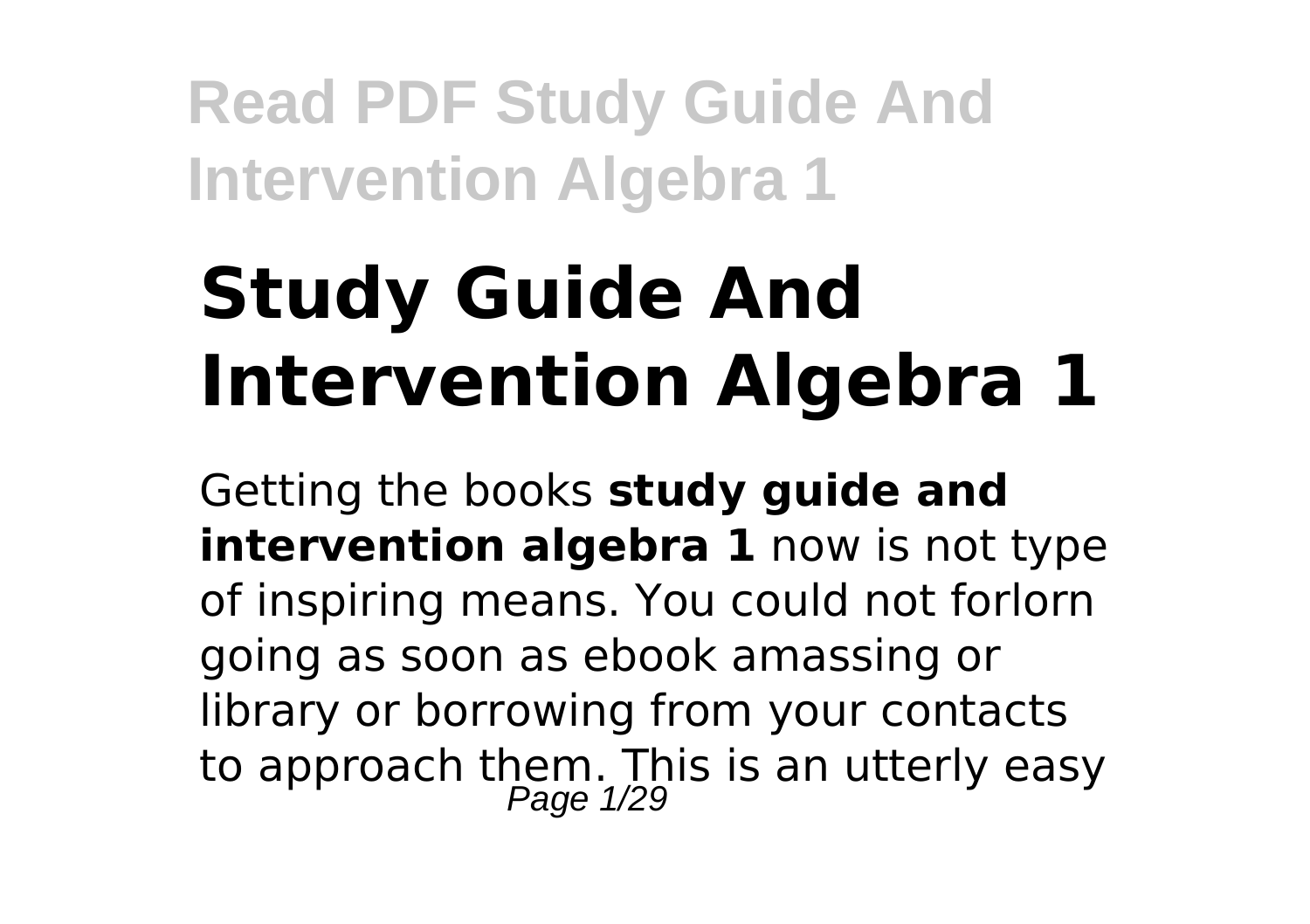# Study Guide And Intervention Algebra 1

Getting the books **study guide and intervention algebra 1** now is not type of inspiring means. You could not forlorn going as soon as ebook amassing or library or borrowing from your contacts to approach them. This is an utterly easy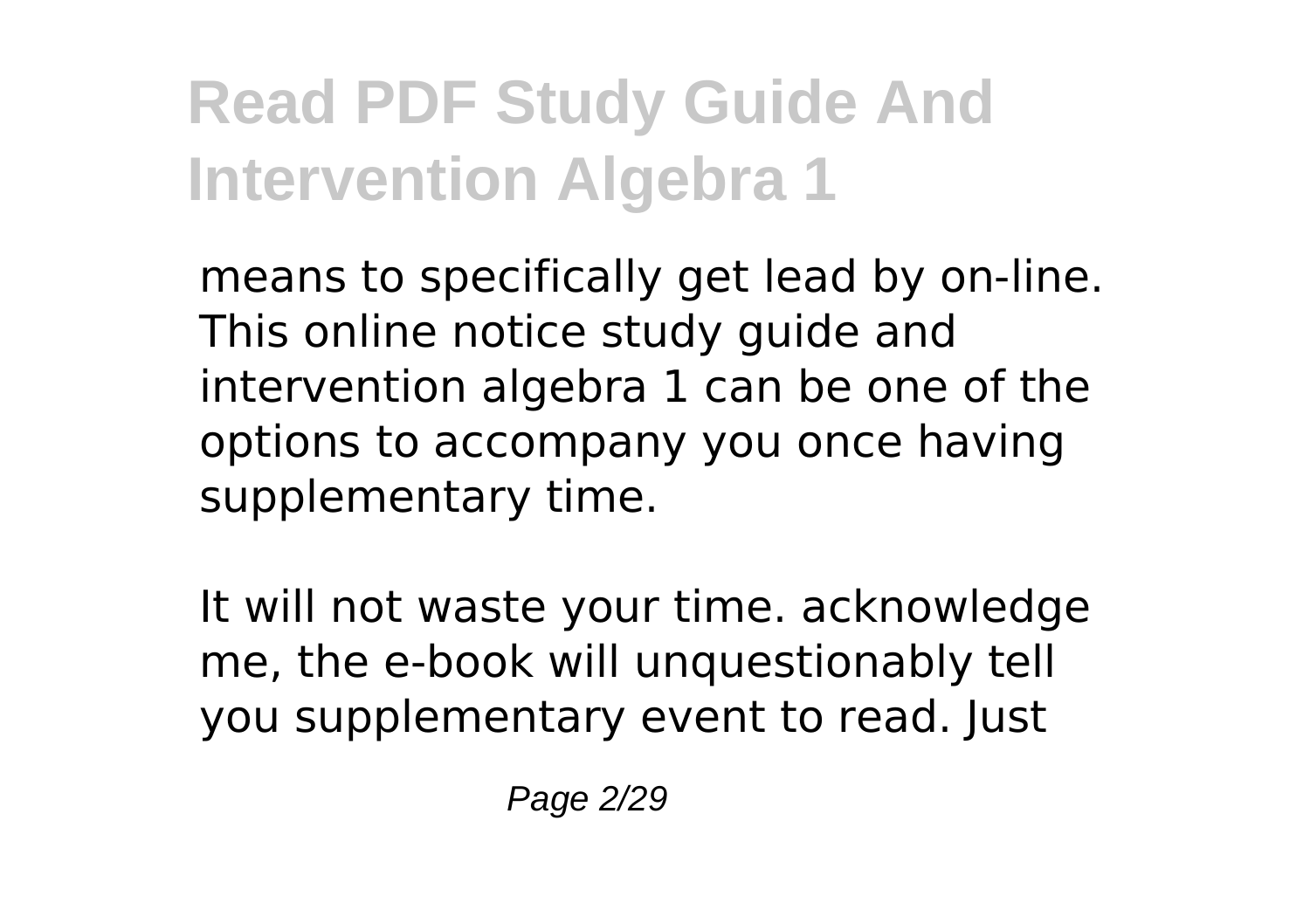means to specifically get lead by on-line. This online notice study guide and intervention algebra 1 can be one of the options to accompany you once having supplementary time.

It will not waste your time. acknowledge me, the e-book will unquestionably tell you supplementary event to read. Just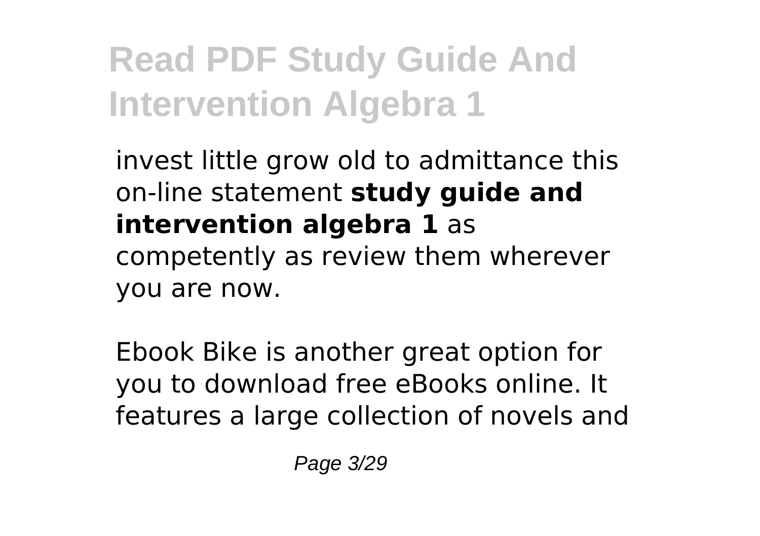invest little grow old to admittance this on-line statement **study guide and intervention algebra 1** as competently as review them wherever you are now.

Ebook Bike is another great option for you to download free eBooks online. It features a large collection of novels and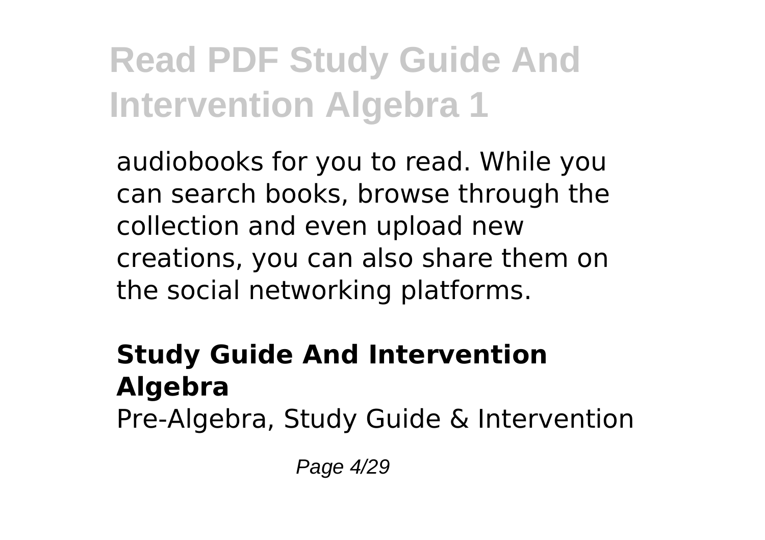audiobooks for you to read. While you can search books, browse through the collection and even upload new creations, you can also share them on the social networking platforms.

## Study Guide And Intervention Algebra

Pre-Algebra, Study Guide & Intervention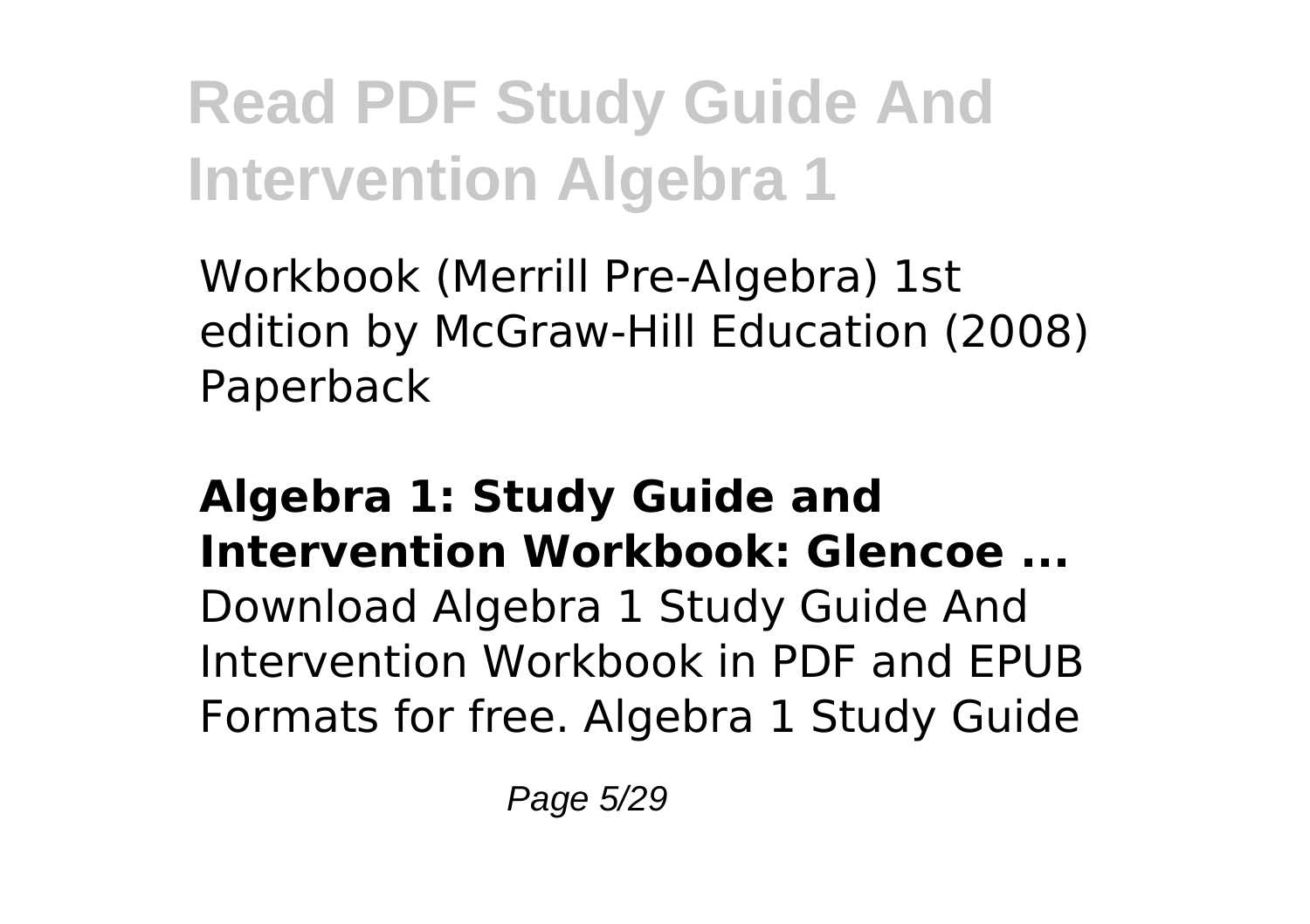Workbook (Merrill Pre-Algebra) 1st edition by McGraw-Hill Education (2008) Paperback

**Algebra 1: Study Guide and Intervention Workbook: Glencoe ...**

Download Algebra 1 Study Guide And Intervention Workbook in PDF and EPUB Formats for free. Algebra 1 Study Guide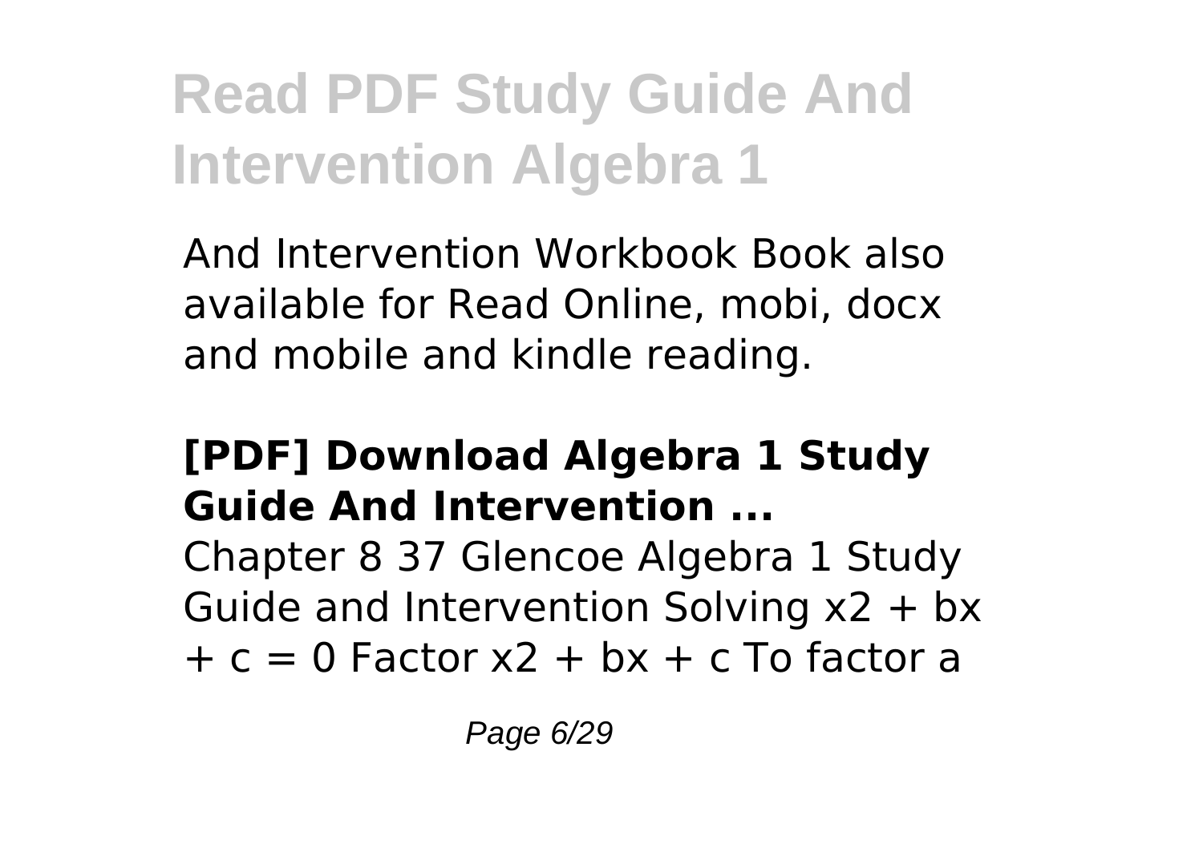And Intervention Workbook Book also available for Read Online, mobi, docx and mobile and kindle reading.

### **[PDF] Download Algebra 1 Study Guide And Intervention ...**

Chapter 8 37 Glencoe Algebra 1 Study Guide and Intervention Solving $x^2 + bx + c = 0$ Factor $x^2 + bx + c$ To factor a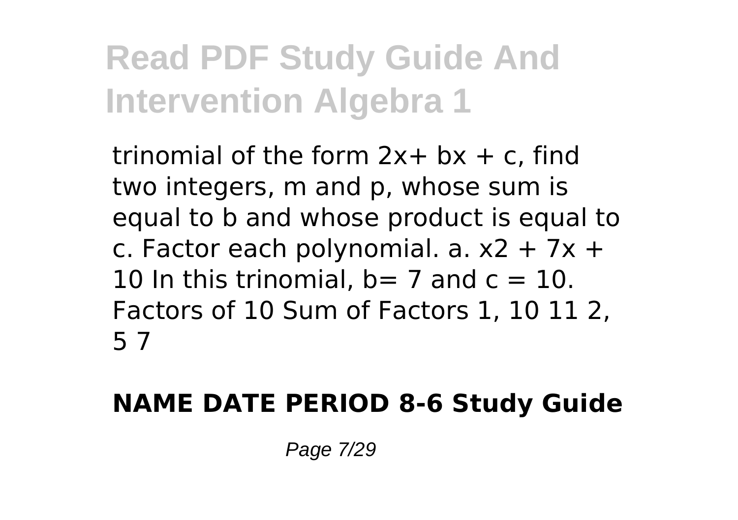# Read PDF Study Guide And Intervention Algebra 1

trinomial of the form $2x+ bx + c$, find two integers, m and p, whose sum is equal to b and whose product is equal to c. Factor each polynomial. a. $x2 + 7x + 10$ In this trinomial, $b= 7$ and $c = 10$. Factors of 10 Sum of Factors 1, 10 11 2, 5 7

**NAME DATE PERIOD 8-6 Study Guide**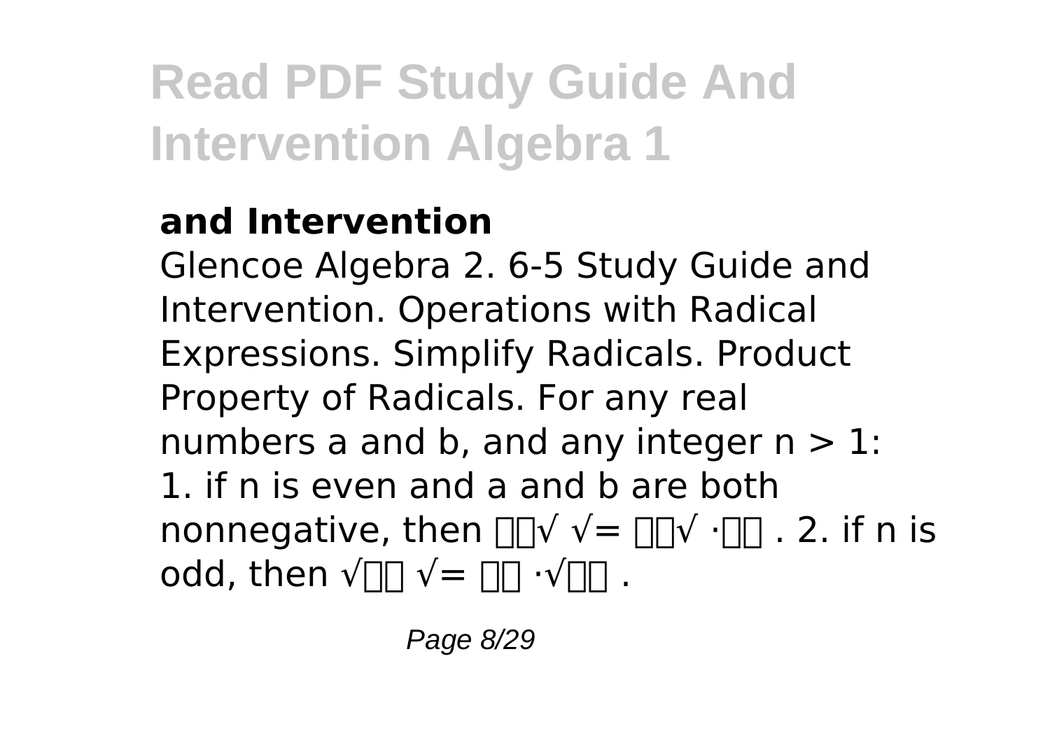**and Intervention**

Glencoe Algebra 2. 6-5 Study Guide and Intervention. Operations with Radical Expressions. Simplify Radicals. Product Property of Radicals. For any real numbers a and b, and any integer $n > 1$: 1. if n is even and a and b are both nonnegative, then □□√ √= □□√ ·□□ . 2. if n is odd, then √□□ √= □□ ·√□□ .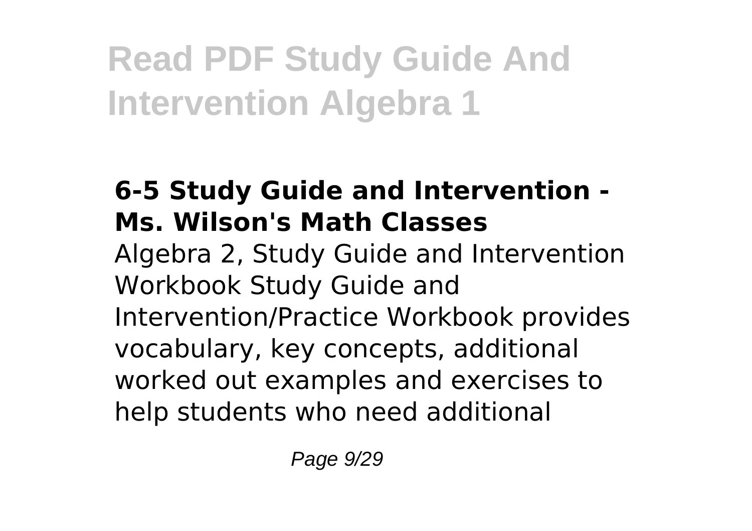### 6-5 Study Guide and Intervention - Ms. Wilson's Math Classes

Algebra 2, Study Guide and Intervention Workbook Study Guide and Intervention/Practice Workbook provides vocabulary, key concepts, additional worked out examples and exercises to help students who need additional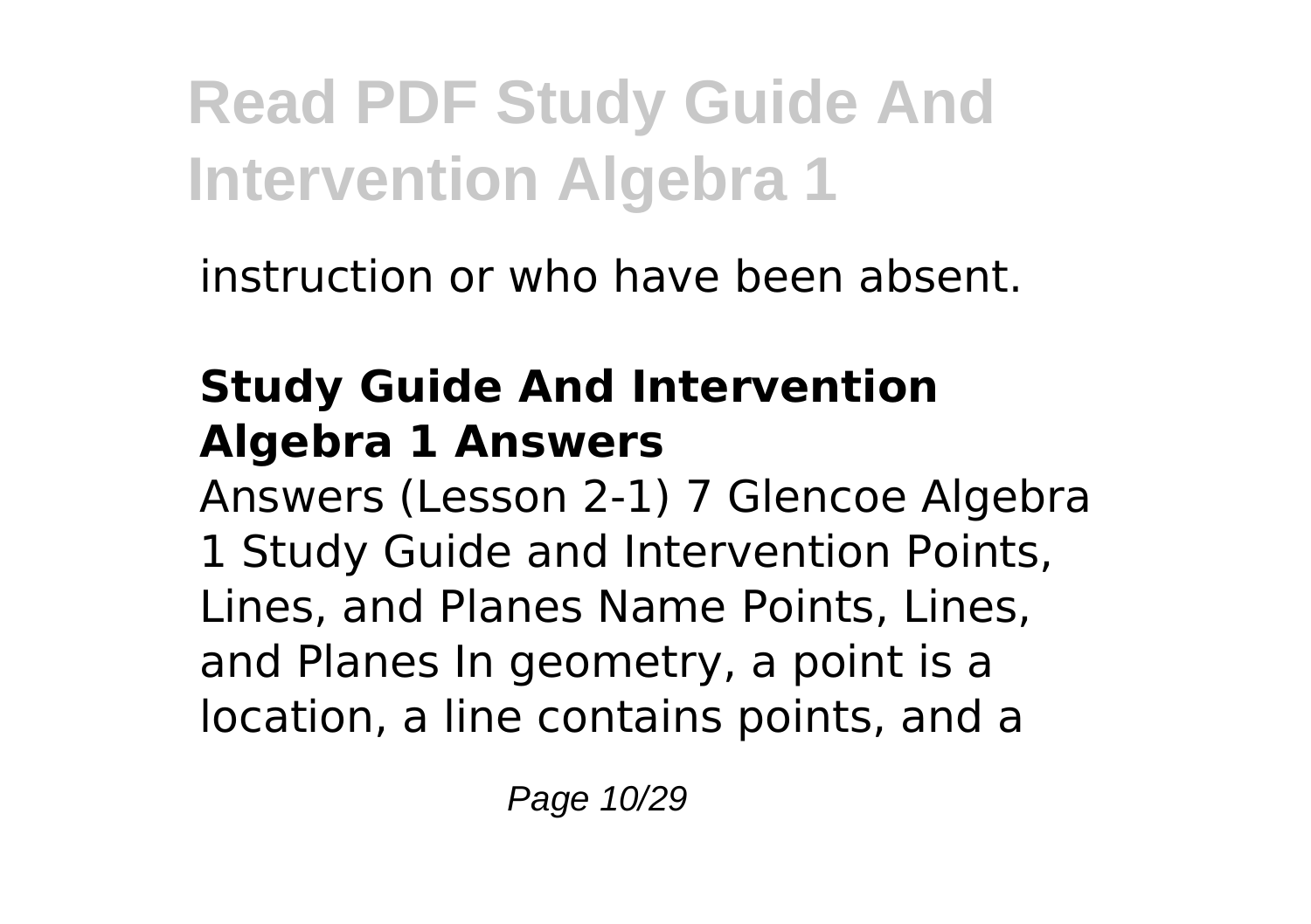instruction or who have been absent.

## Study Guide And Intervention Algebra 1 Answers

Answers (Lesson 2-1) 7 Glencoe Algebra 1 Study Guide and Intervention Points, Lines, and Planes Name Points, Lines, and Planes In geometry, a point is a location, a line contains points, and a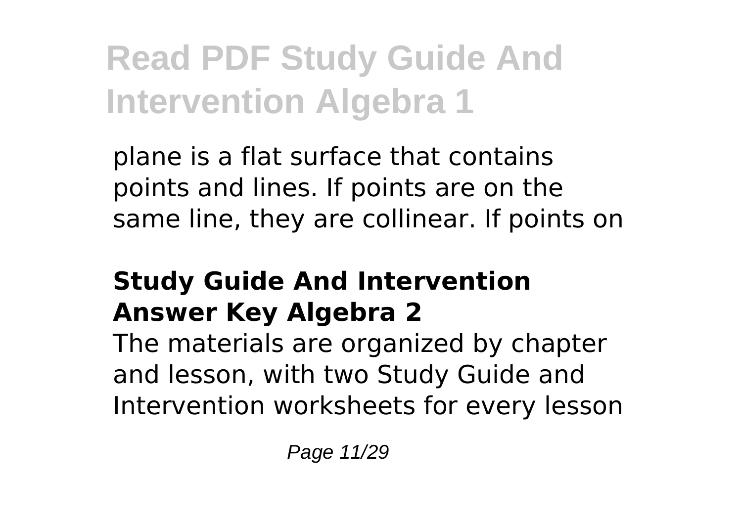plane is a flat surface that contains points and lines. If points are on the same line, they are collinear. If points on

### Study Guide And Intervention Answer Key Algebra 2

The materials are organized by chapter and lesson, with two Study Guide and Intervention worksheets for every lesson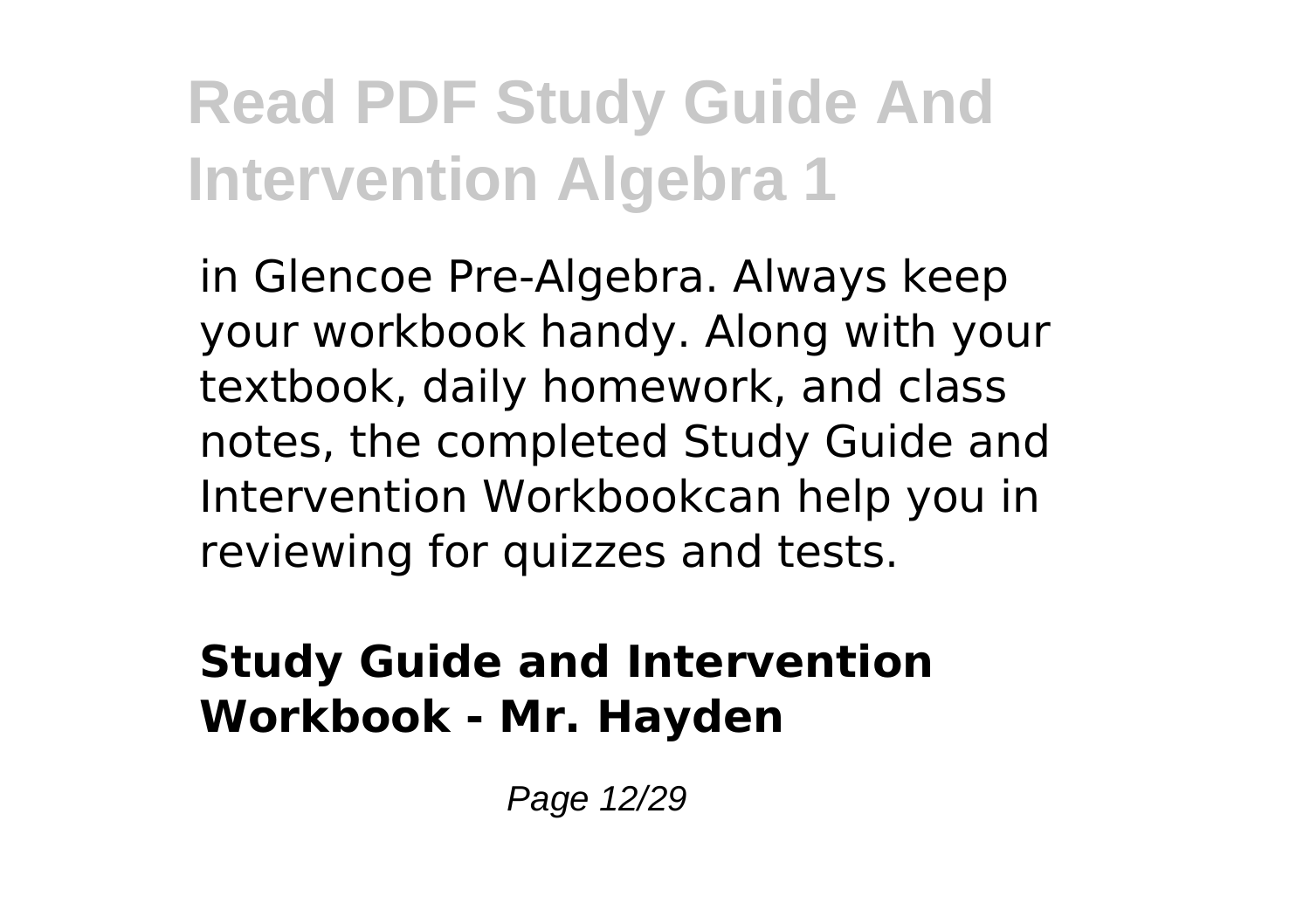in Glencoe Pre-Algebra. Always keep your workbook handy. Along with your textbook, daily homework, and class notes, the completed Study Guide and Intervention Workbookcan help you in reviewing for quizzes and tests.

**Study Guide and Intervention Workbook - Mr. Hayden**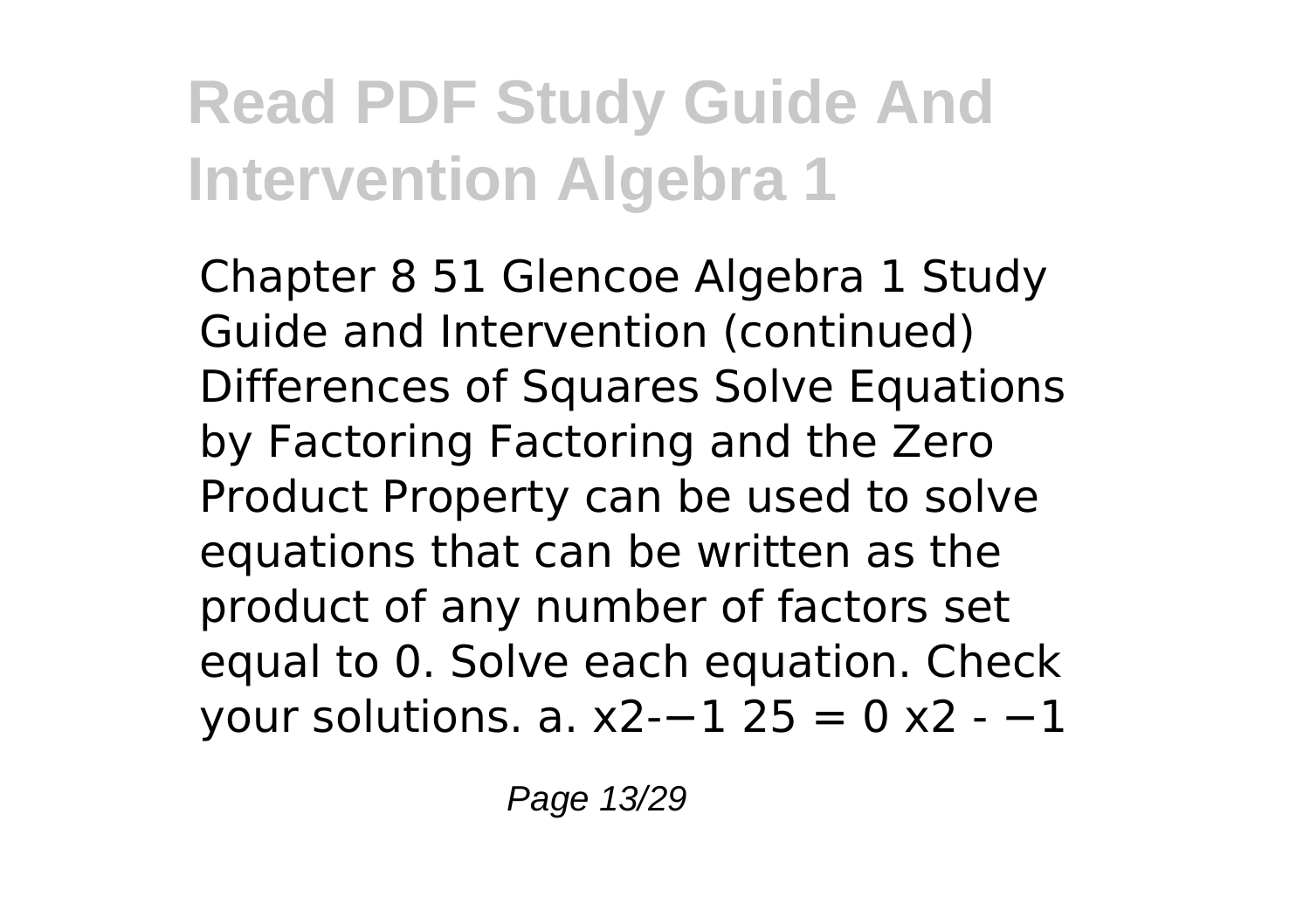# Read PDF Study Guide And Intervention Algebra 1

Chapter 8 51 Glencoe Algebra 1 Study Guide and Intervention (continued) Differences of Squares Solve Equations by Factoring Factoring and the Zero Product Property can be used to solve equations that can be written as the product of any number of factors set equal to 0. Solve each equation. Check your solutions. a. x2-−1 25 = 0 x2 - −1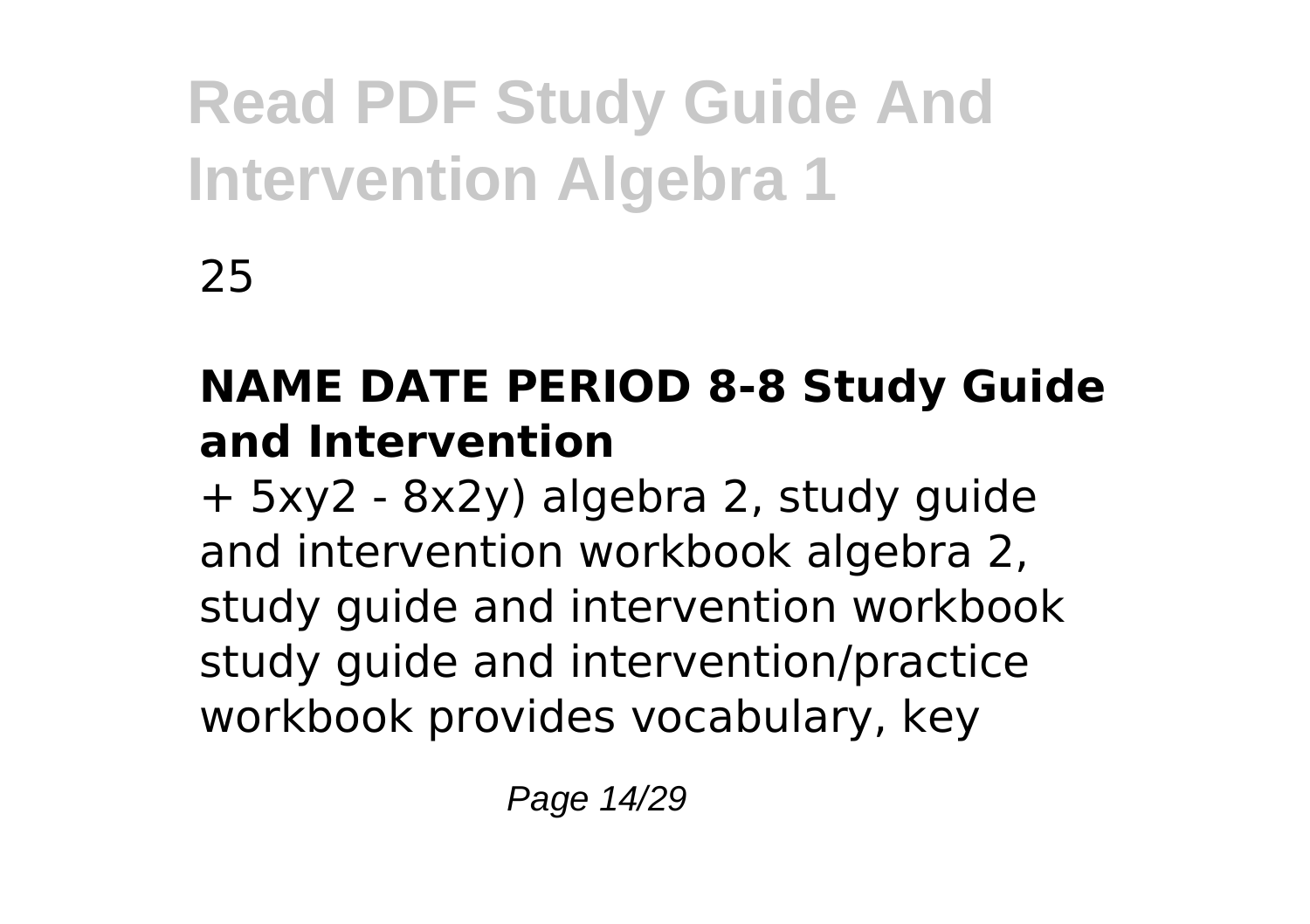25

### NAME DATE PERIOD 8-8 Study Guide and Intervention

+ $5xy^2$ - $8x^2y$) algebra 2, study guide and intervention workbook algebra 2, study guide and intervention workbook study guide and intervention/practice workbook provides vocabulary, key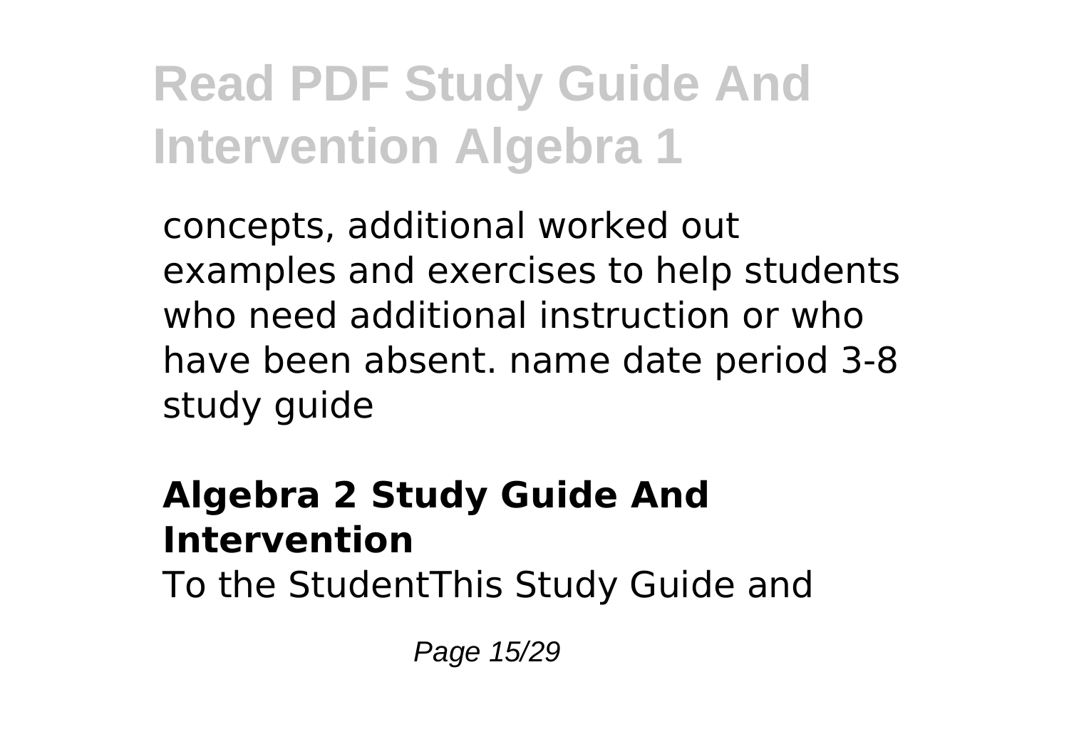concepts, additional worked out examples and exercises to help students who need additional instruction or who have been absent. name date period 3-8 study guide

### Algebra 2 Study Guide And Intervention

To the StudentThis Study Guide and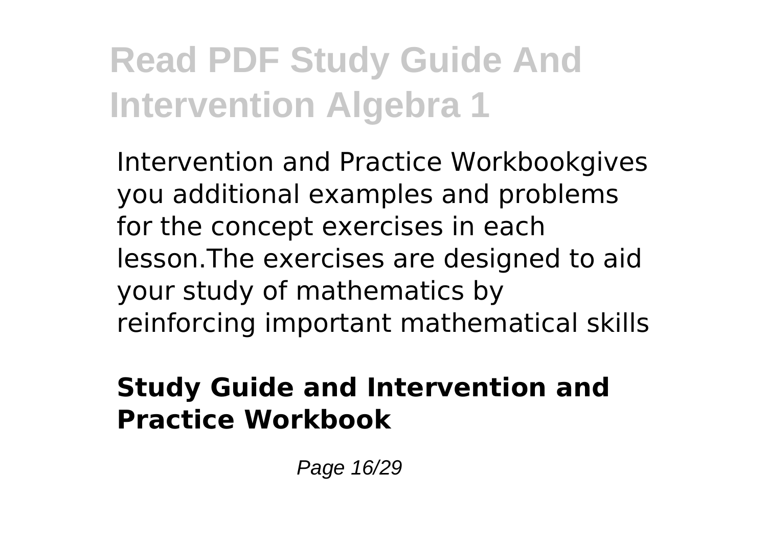Intervention and Practice Workbookgives you additional examples and problems for the concept exercises in each lesson.The exercises are designed to aid your study of mathematics by reinforcing important mathematical skills

**Study Guide and Intervention and Practice Workbook**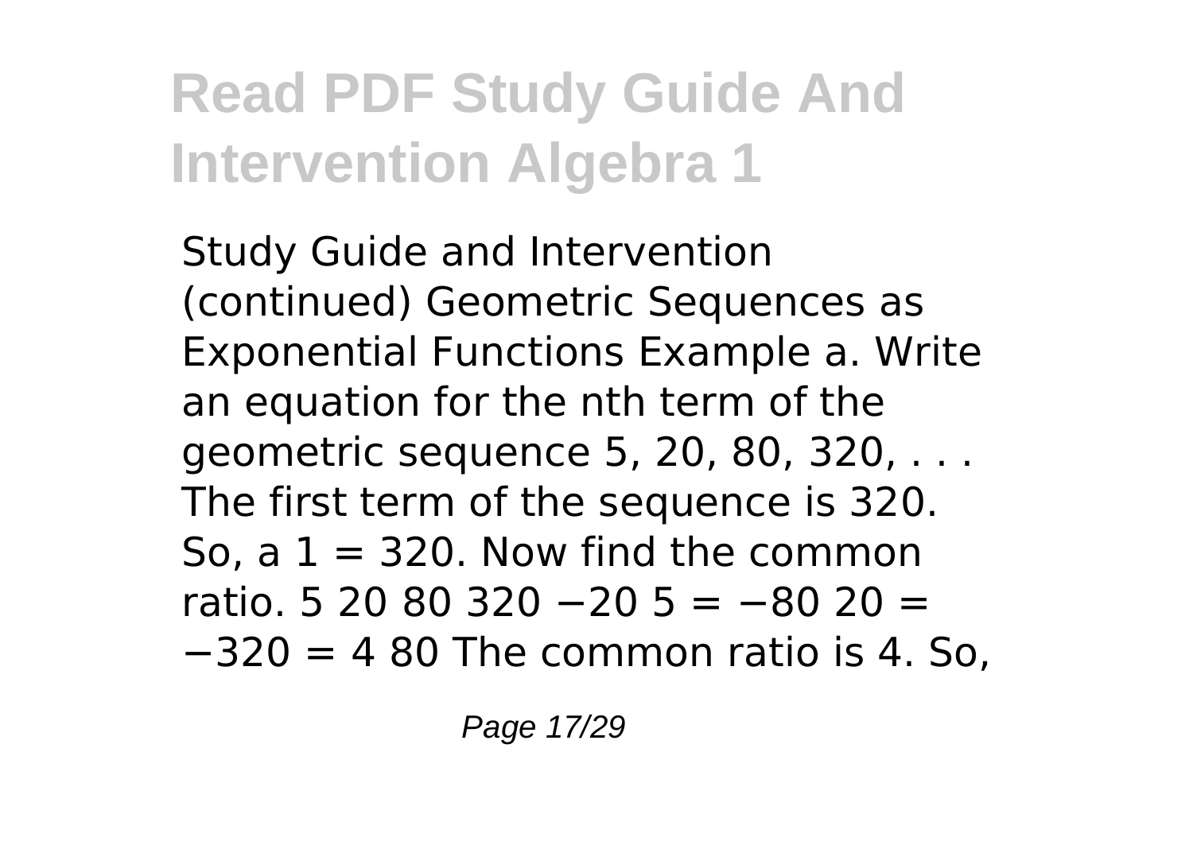# Read PDF Study Guide And Intervention Algebra 1

Study Guide and Intervention (continued) Geometric Sequences as Exponential Functions Example a. Write an equation for the nth term of the geometric sequence 5, 20, 80, 320, . . . The first term of the sequence is 320. So, a 1 = 320. Now find the common ratio. 5 20 80 320 −20 5 = −80 20 = −320 = 4 80 The common ratio is 4. So,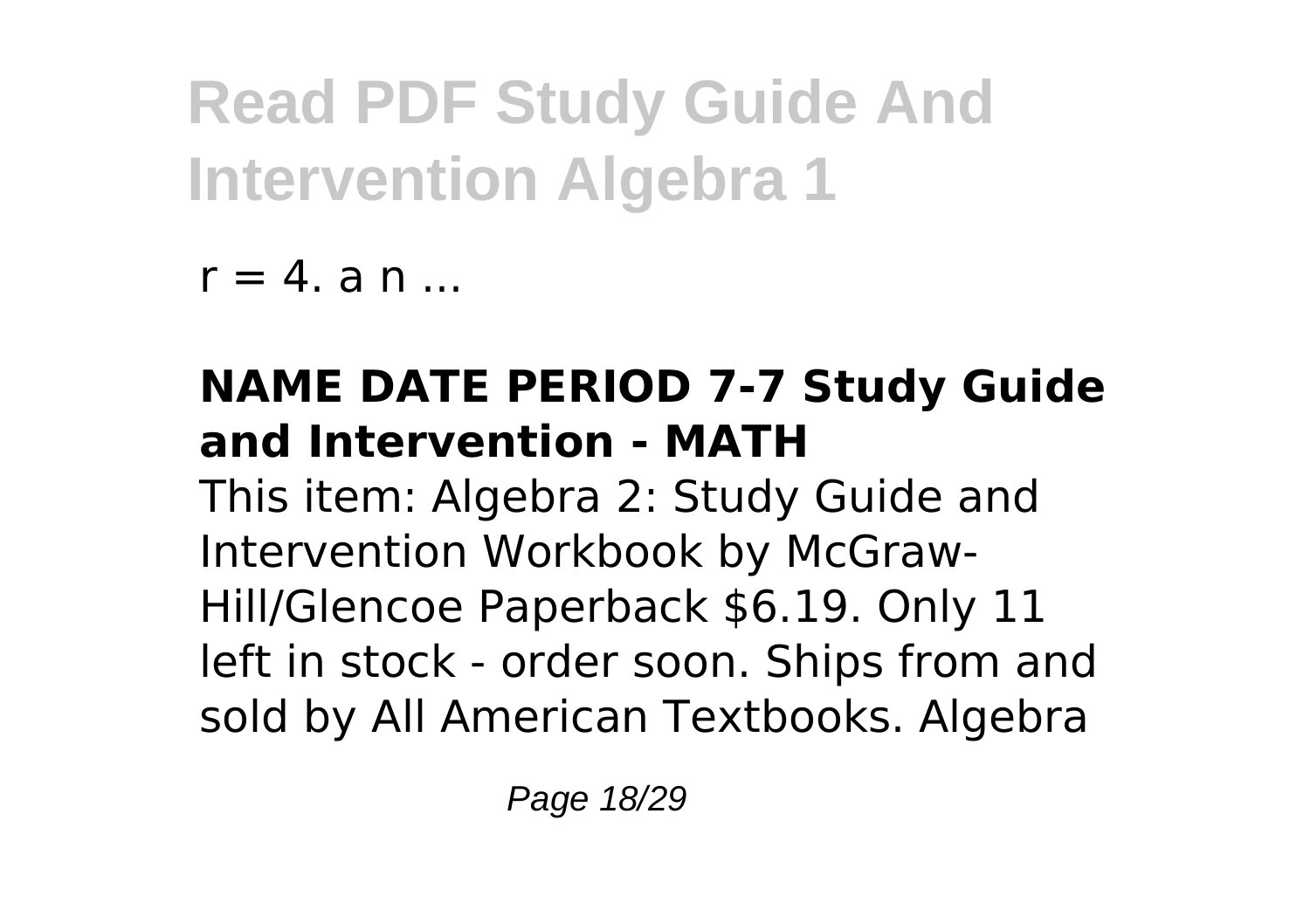$r = 4$. a n ...

**NAME DATE PERIOD 7-7 Study Guide and Intervention - MATH**

This item: Algebra 2: Study Guide and Intervention Workbook by McGraw-Hill/Glencoe Paperback $6.19. Only 11 left in stock - order soon. Ships from and sold by All American Textbooks. Algebra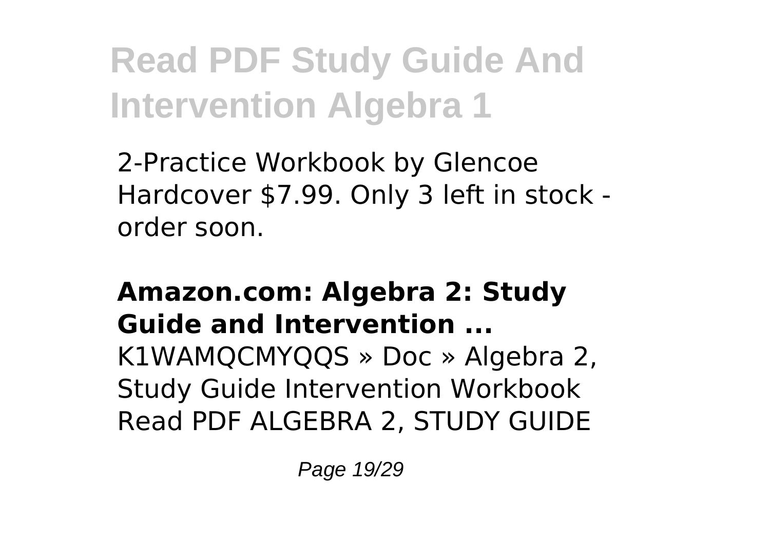2-Practice Workbook by Glencoe Hardcover $7.99. Only 3 left in stock - order soon.

**Amazon.com: Algebra 2: Study Guide and Intervention ...**

K1WAMQCMYQQS » Doc » Algebra 2, Study Guide Intervention Workbook Read PDF ALGEBRA 2, STUDY GUIDE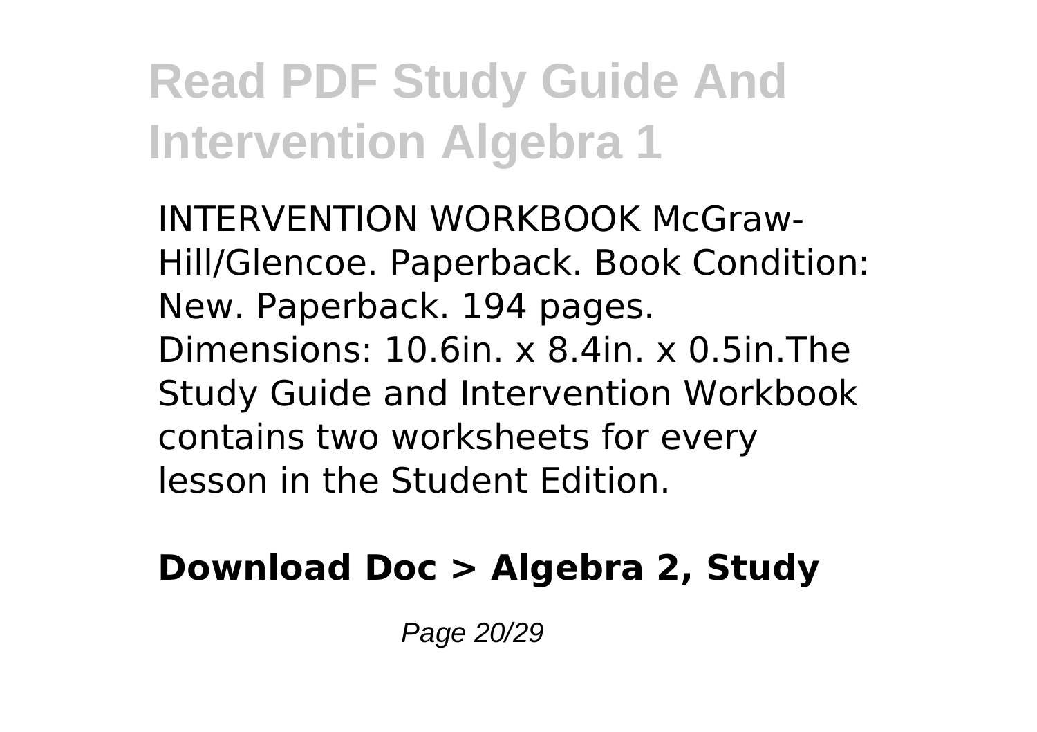INTERVENTION WORKBOOK McGraw-Hill/Glencoe. Paperback. Book Condition: New. Paperback. 194 pages. Dimensions: 10.6in. x 8.4in. x 0.5in.The Study Guide and Intervention Workbook contains two worksheets for every lesson in the Student Edition.

**Download Doc > Algebra 2, Study**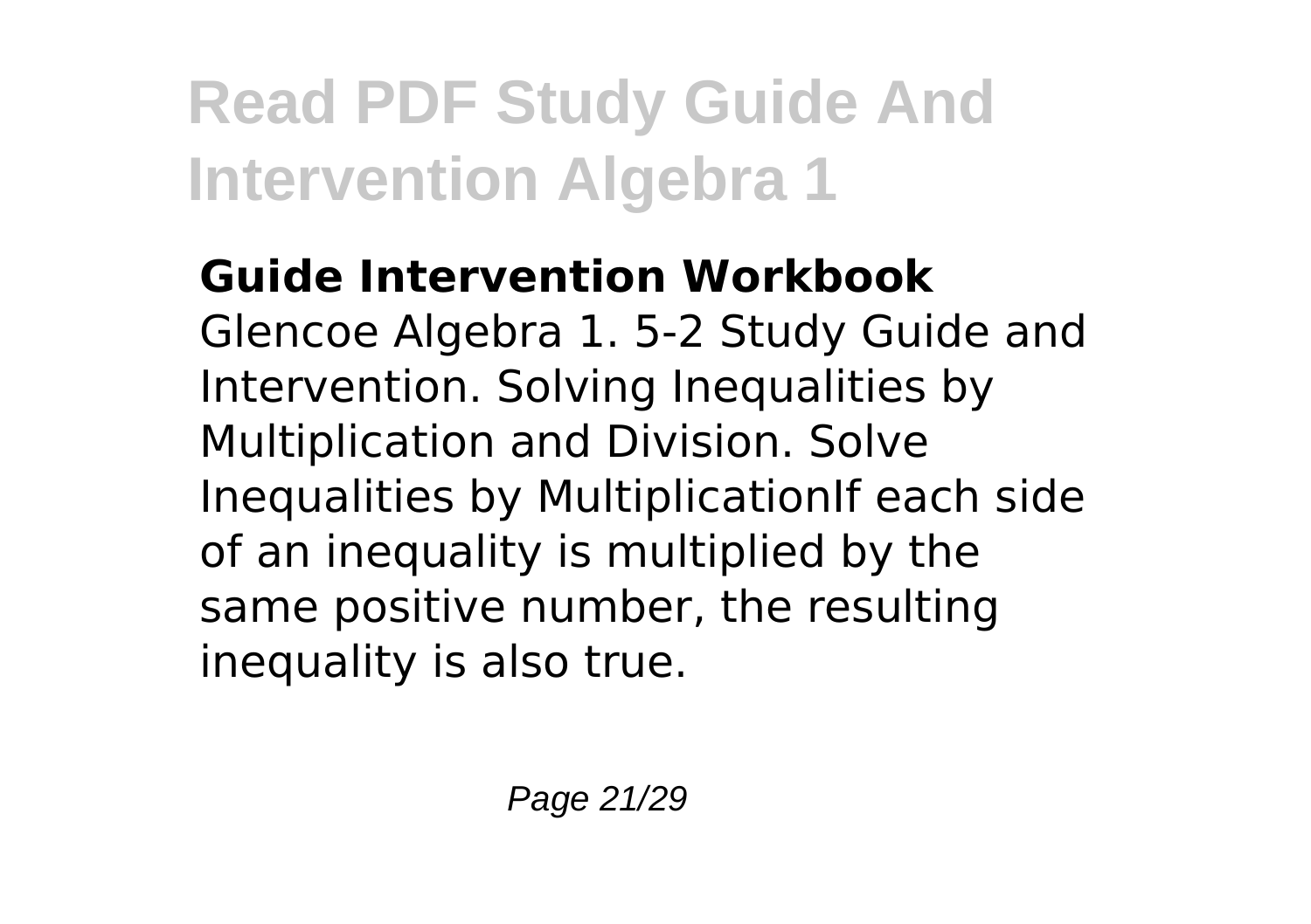**Guide Intervention Workbook**

Glencoe Algebra 1. 5-2 Study Guide and Intervention. Solving Inequalities by Multiplication and Division. Solve Inequalities by MultiplicationIf each side of an inequality is multiplied by the same positive number, the resulting inequality is also true.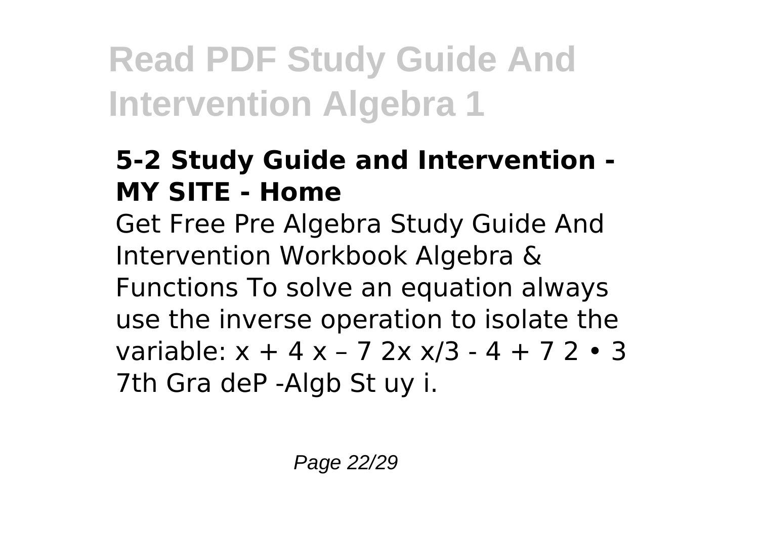### 5-2 Study Guide and Intervention - MY SITE - Home

Get Free Pre Algebra Study Guide And Intervention Workbook Algebra & Functions To solve an equation always use the inverse operation to isolate the variable: $x + 4$ $x – 7$ $2x$ $x/3$ - 4 + 7 2 • 3 7th Gra deP -Algb St uy i.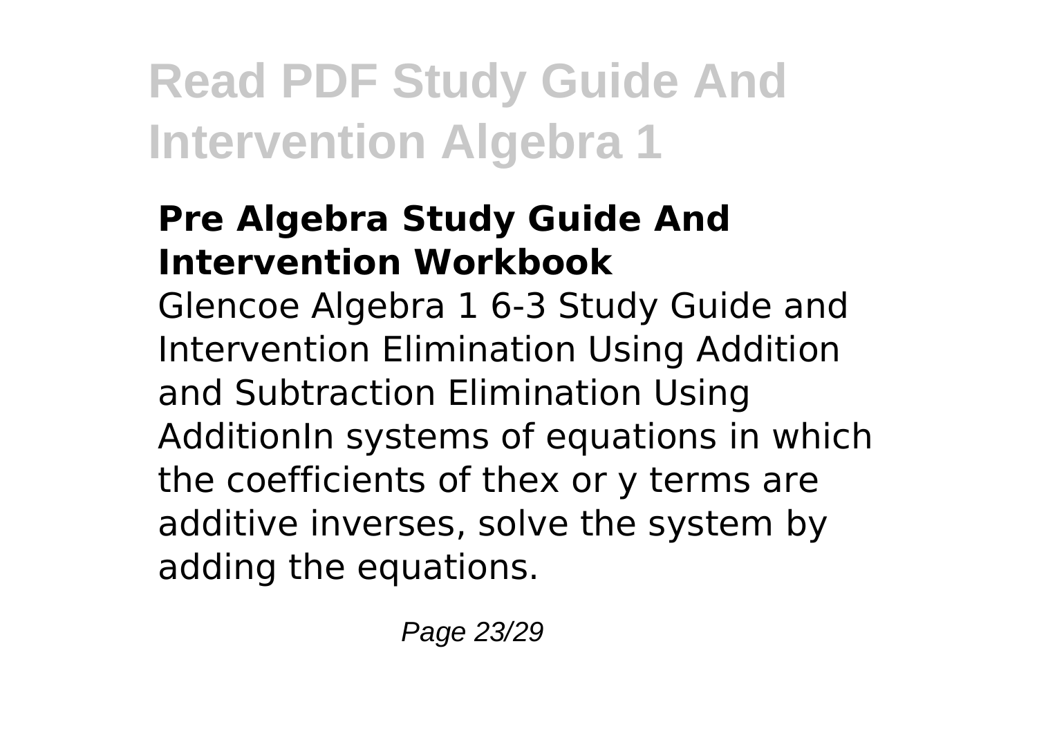## Pre Algebra Study Guide And Intervention Workbook

Glencoe Algebra 1 6-3 Study Guide and Intervention Elimination Using Addition and Subtraction Elimination Using AdditionIn systems of equations in which the coefficients of thex or y terms are additive inverses, solve the system by adding the equations.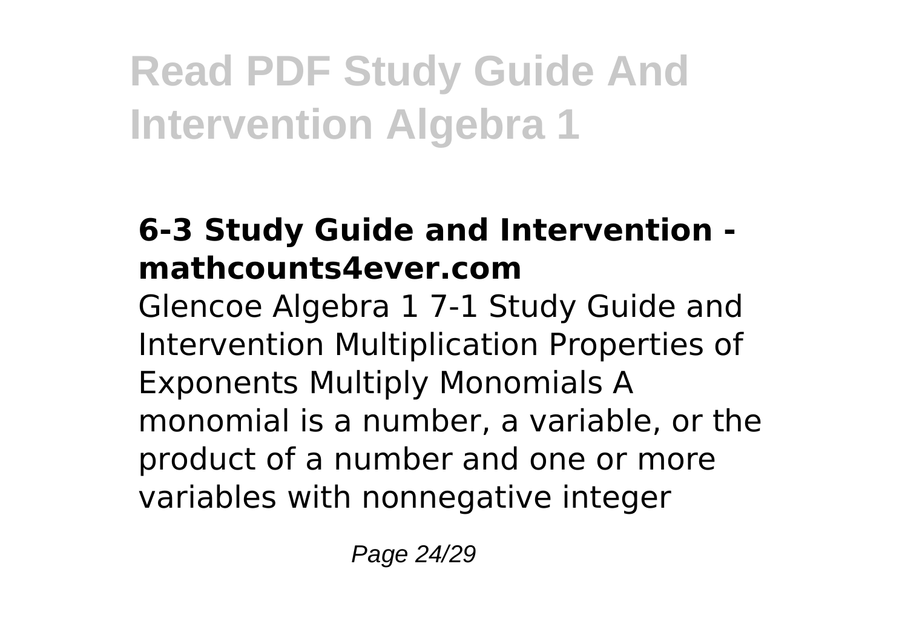# Read PDF Study Guide And Intervention Algebra 1

### 6-3 Study Guide and Intervention - mathcounts4ever.com

Glencoe Algebra 1 7-1 Study Guide and Intervention Multiplication Properties of Exponents Multiply Monomials A monomial is a number, a variable, or the product of a number and one or more variables with nonnegative integer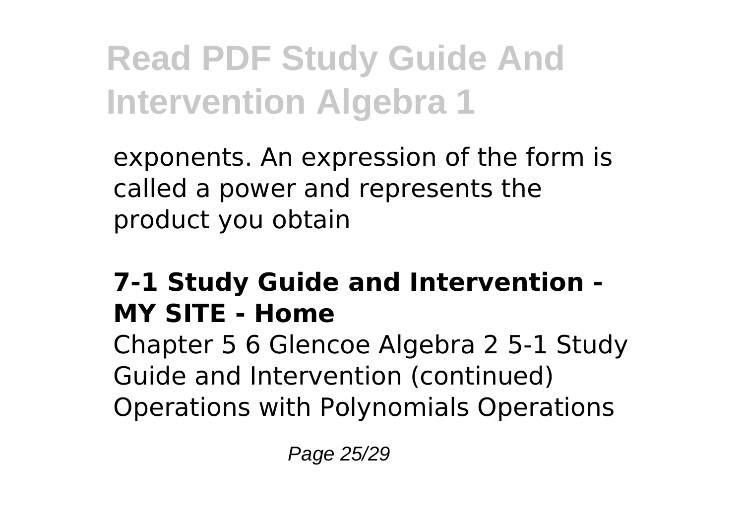exponents. An expression of the form is called a power and represents the product you obtain

### 7-1 Study Guide and Intervention - MY SITE - Home

Chapter 5 6 Glencoe Algebra 2 5-1 Study Guide and Intervention (continued) Operations with Polynomials Operations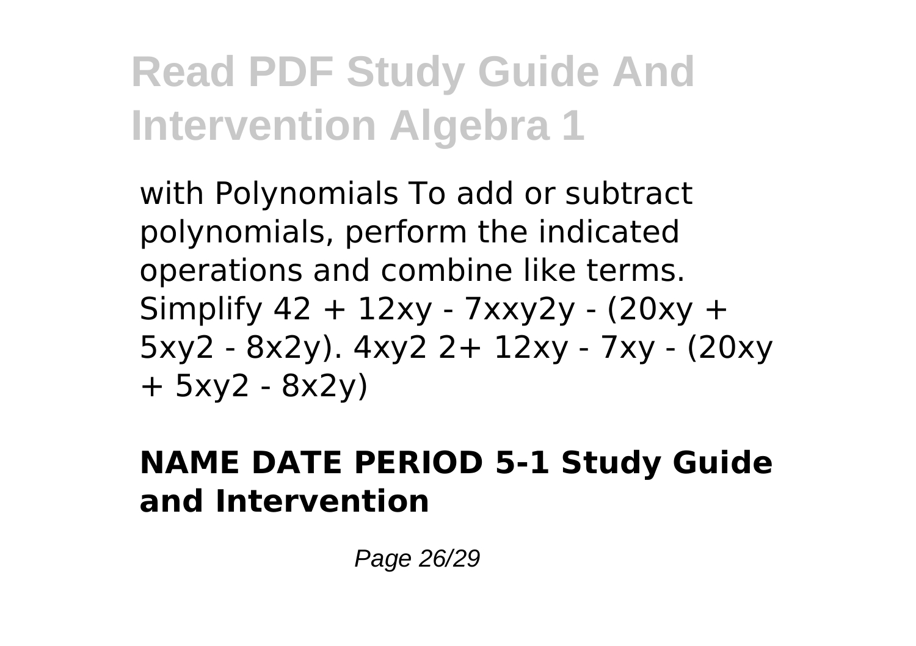with Polynomials To add or subtract polynomials, perform the indicated operations and combine like terms. Simplify 42 + 12xy - 7xxy2y - (20xy + 5xy2 - 8x2y). 4xy2 2+ 12xy - 7xy - (20xy + 5xy2 - 8x2y)

**NAME DATE PERIOD 5-1 Study Guide and Intervention**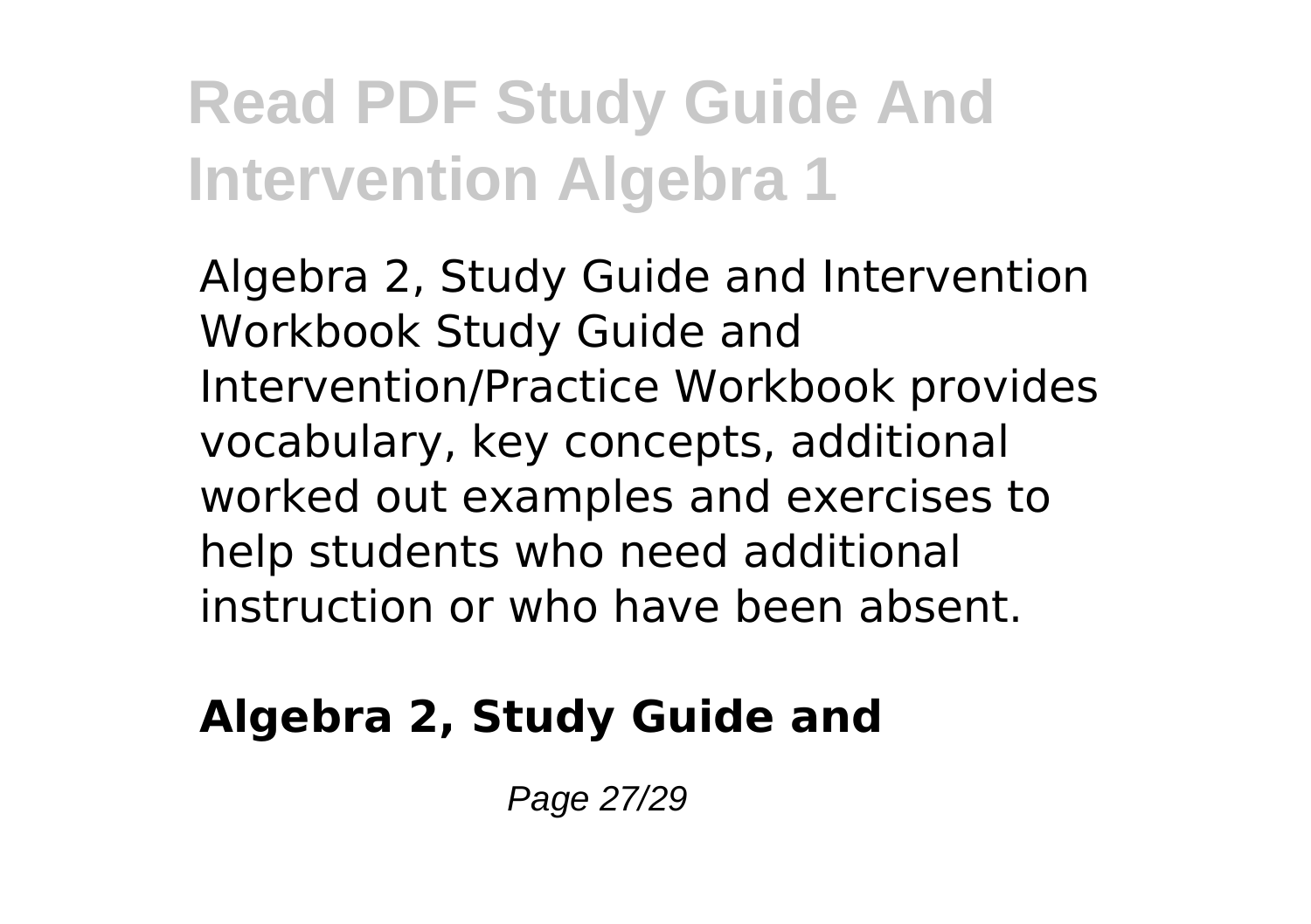Algebra 2, Study Guide and Intervention Workbook Study Guide and Intervention/Practice Workbook provides vocabulary, key concepts, additional worked out examples and exercises to help students who need additional instruction or who have been absent.

**Algebra 2, Study Guide and**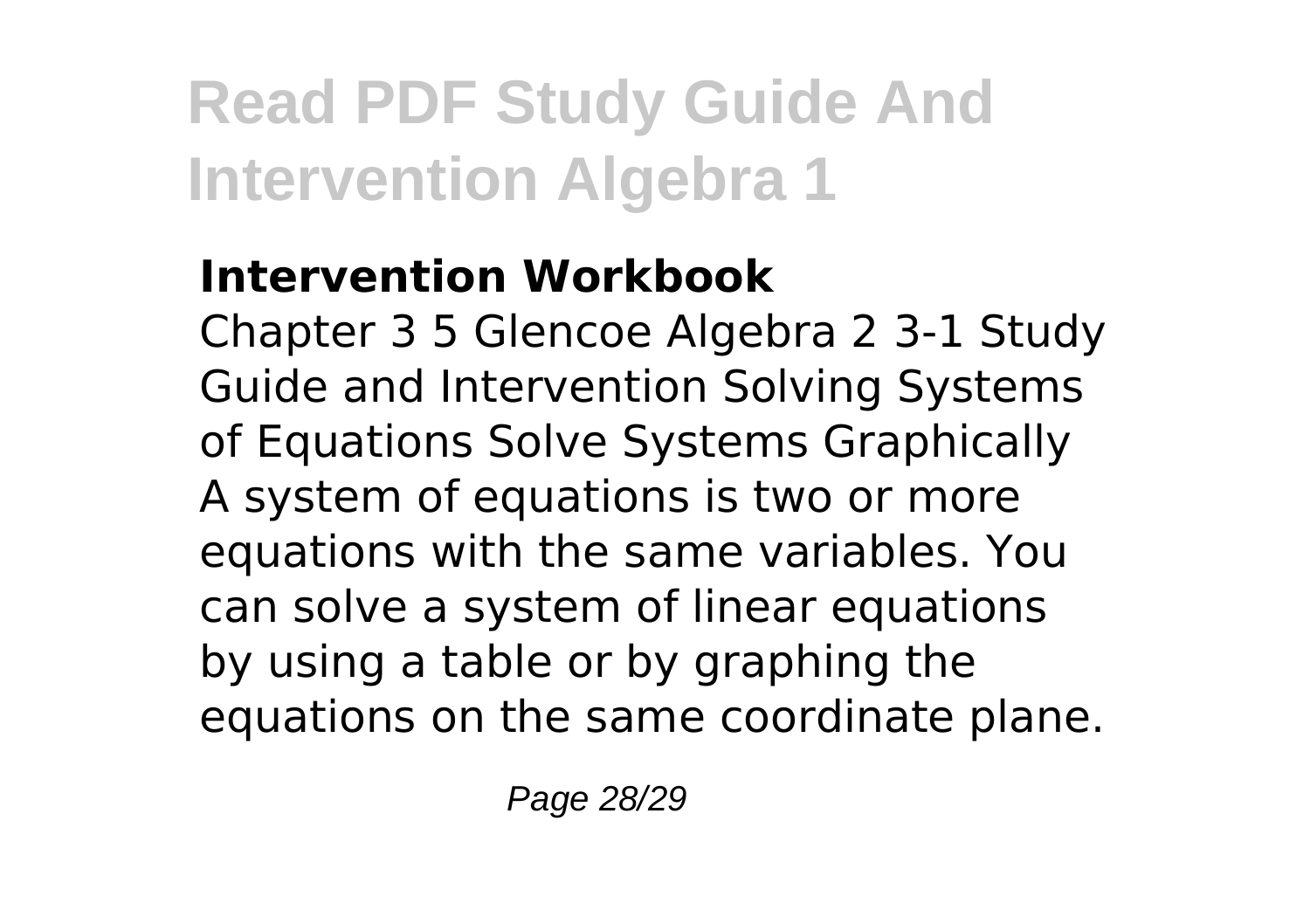**Intervention Workbook**

Chapter 3 5 Glencoe Algebra 2 3-1 Study Guide and Intervention Solving Systems of Equations Solve Systems Graphically A system of equations is two or more equations with the same variables. You can solve a system of linear equations by using a table or by graphing the equations on the same coordinate plane.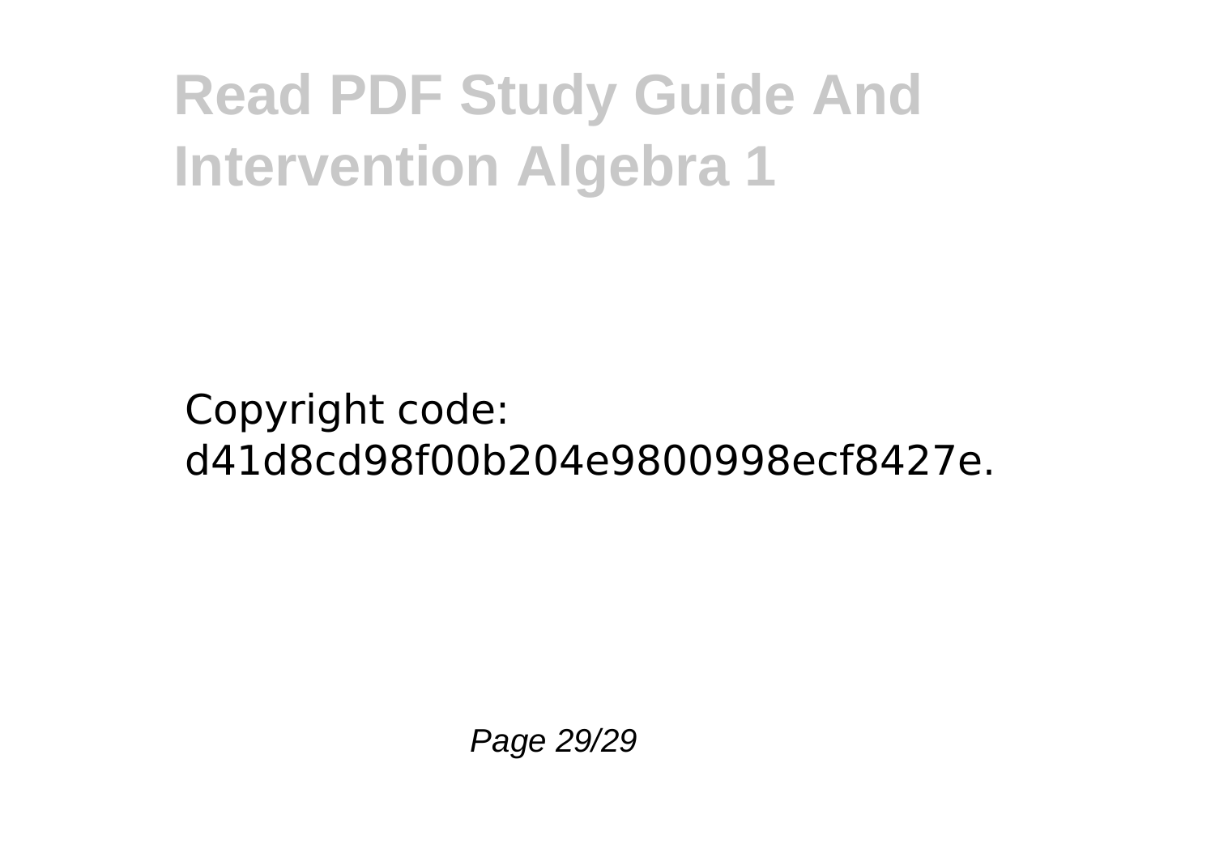Copyright code: d41d8cd98f00b204e9800998ecf8427e.